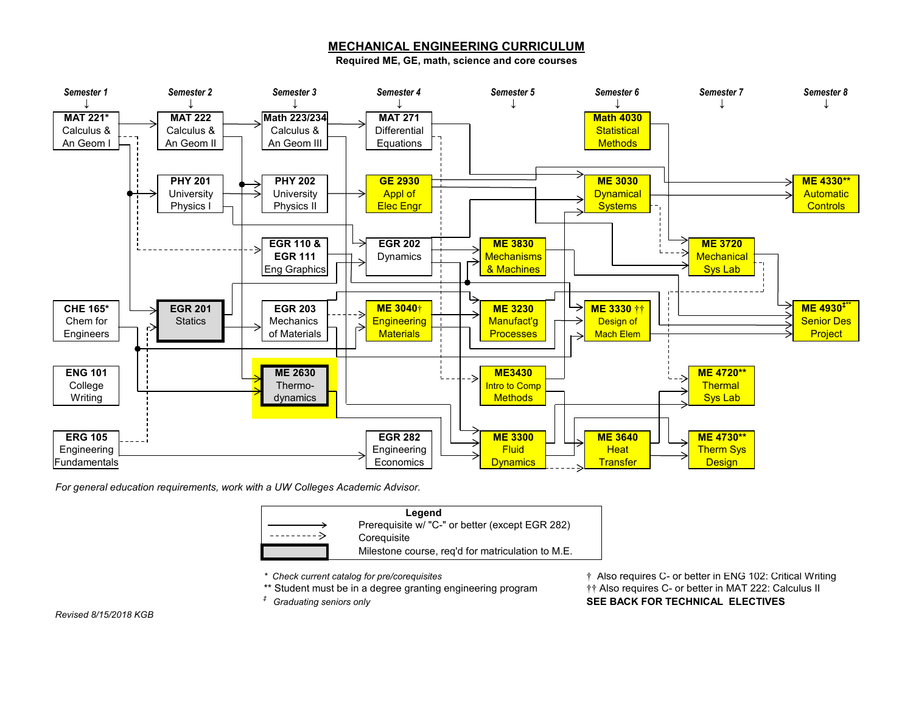# MECHANICAL ENGINEERING CURRICULUM

**Required ME, GE, math, science and core courses**

| Semester 1 | Semester 2 | Semester 3 | Semester 4 | Semester 5 | Semester 6 | Semester 7 | Semester 8 |
|---|---|---|---|---|---|---|---|
| **MAT 221*** Calculus & An Geom I | **MAT 222** Calculus & An Geom II | **Math 223/234** Calculus & An Geom III | **MAT 271** Differential Equations | | **Math 4030** Statistical Methods | | |
| | **PHY 201** University Physics I | **PHY 202** University Physics II | **GE 2930** Appl of Elec Engr | | **ME 3030** Dynamical Systems | | **ME 4330**** Automatic Controls |
| | | **EGR 110 & EGR 111** Eng Graphics | **EGR 202** Dynamics | **ME 3830** Mechanisms & Machines | | **ME 3720** Mechanical Sys Lab | |
| **CHE 165*** Chem for Engineers | **EGR 201** Statics | **EGR 203** Mechanics of Materials | **ME 3040**† Engineering Materials | **ME 3230** Manufact'g Processes | **ME 3330** †† Design of Mach Elem | | **ME 4930**‡** Senior Des Project |
| **ENG 101** College Writing | | **ME 2630** Thermo-dynamics | | **ME3430** Intro to Comp Methods | | **ME 4720**** Thermal Sys Lab | |
| **ERG 105** Engineering Fundamentals | | | **EGR 282** Engineering Economics | **ME 3300** Fluid Dynamics | **ME 3640** Heat Transfer | **ME 4730**** Therm Sys Design | |

*For general education requirements, work with a UW Colleges Academic Advisor.*

**Legend**

- Solid arrow: Prerequisite w/ "C-" or better (except EGR 282)
- Dashed arrow: Corequisite
- Bold-outlined gray box: Milestone course, req'd for matriculation to M.E.

\* *Check current catalog for pre/corequisites*

\*\* Student must be in a degree granting engineering program

‡ *Graduating seniors only*

† Also requires C- or better in ENG 102: Critical Writing

†† Also requires C- or better in MAT 222: Calculus II

**SEE BACK FOR TECHNICAL ELECTIVES**

*Revised 8/15/2018 KGB*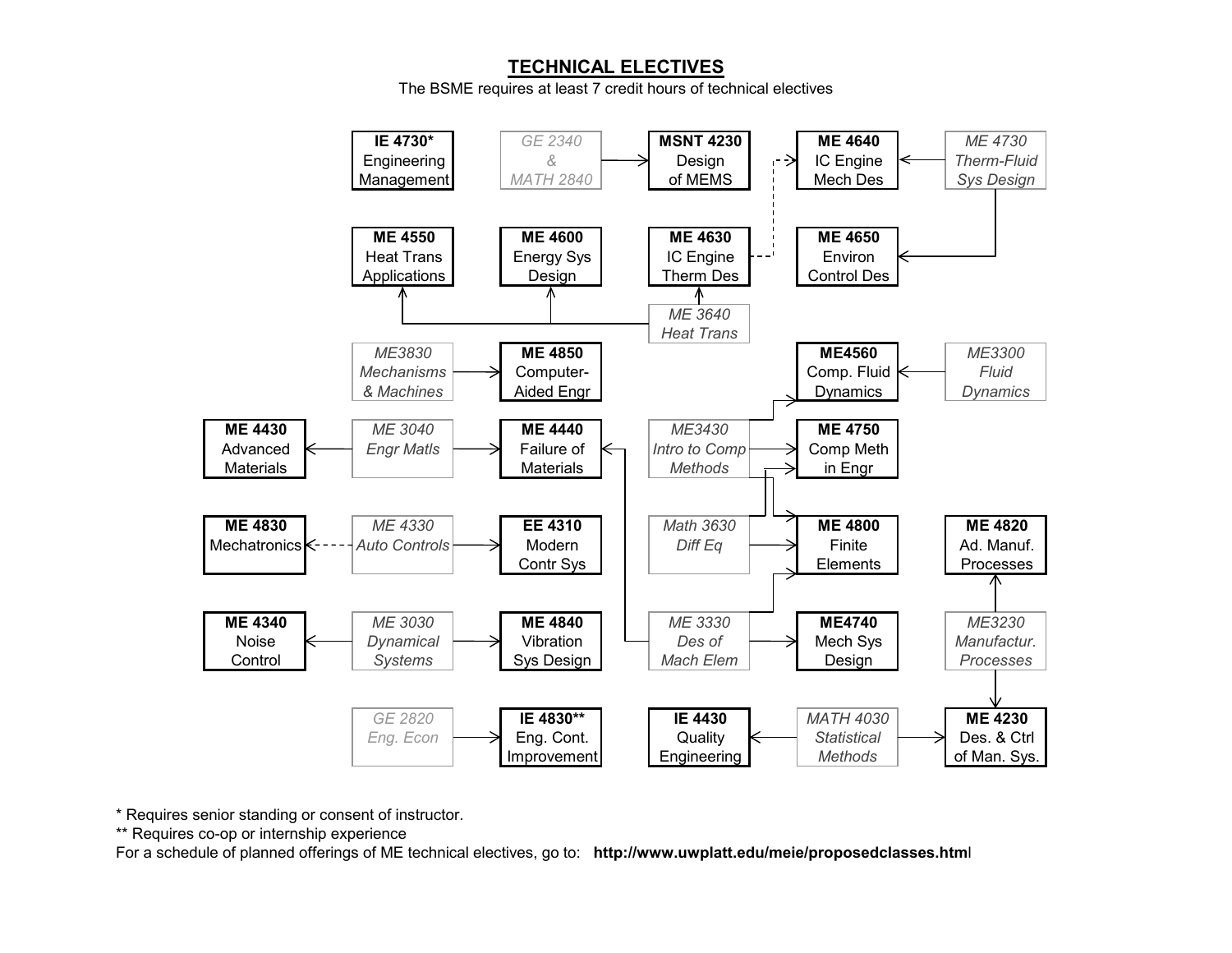## TECHNICAL ELECTIVES

The BSME requires at least 7 credit hours of technical electives

**IE 4730*** Engineering Management

*GE 2340 & MATH 2840*

**MSNT 4230** Design of MEMS

**ME 4640** IC Engine Mech Des

*ME 4730 Therm-Fluid Sys Design*

**ME 4550** Heat Trans Applications

**ME 4600** Energy Sys Design

**ME 4630** IC Engine Therm Des

**ME 4650** Environ Control Des

*ME 3640 Heat Trans*

*ME3830 Mechanisms & Machines*

**ME 4850** Computer-Aided Engr

**ME4560** Comp. Fluid Dynamics

*ME3300 Fluid Dynamics*

**ME 4430** Advanced Materials

*ME 3040 Engr Matls*

**ME 4440** Failure of Materials

*ME3430 Intro to Comp Methods*

**ME 4750** Comp Meth in Engr

**ME 4830** Mechatronics

*ME 4330 Auto Controls*

**EE 4310** Modern Contr Sys

*Math 3630 Diff Eq*

**ME 4800** Finite Elements

**ME 4820** Ad. Manuf. Processes

**ME 4340** Noise Control

*ME 3030 Dynamical Systems*

**ME 4840** Vibration Sys Design

*ME 3330 Des of Mach Elem*

**ME4740** Mech Sys Design

*ME3230 Manufactur. Processes*

*GE 2820 Eng. Econ*

**IE 4830**** Eng. Cont. Improvement

**IE 4430** Quality Engineering

*MATH 4030 Statistical Methods*

**ME 4230** Des. & Ctrl of Man. Sys.

\* Requires senior standing or consent of instructor.

\*\* Requires co-op or internship experience

For a schedule of planned offerings of ME technical electives, go to: **http://www.uwplatt.edu/meie/proposedclasses.html**